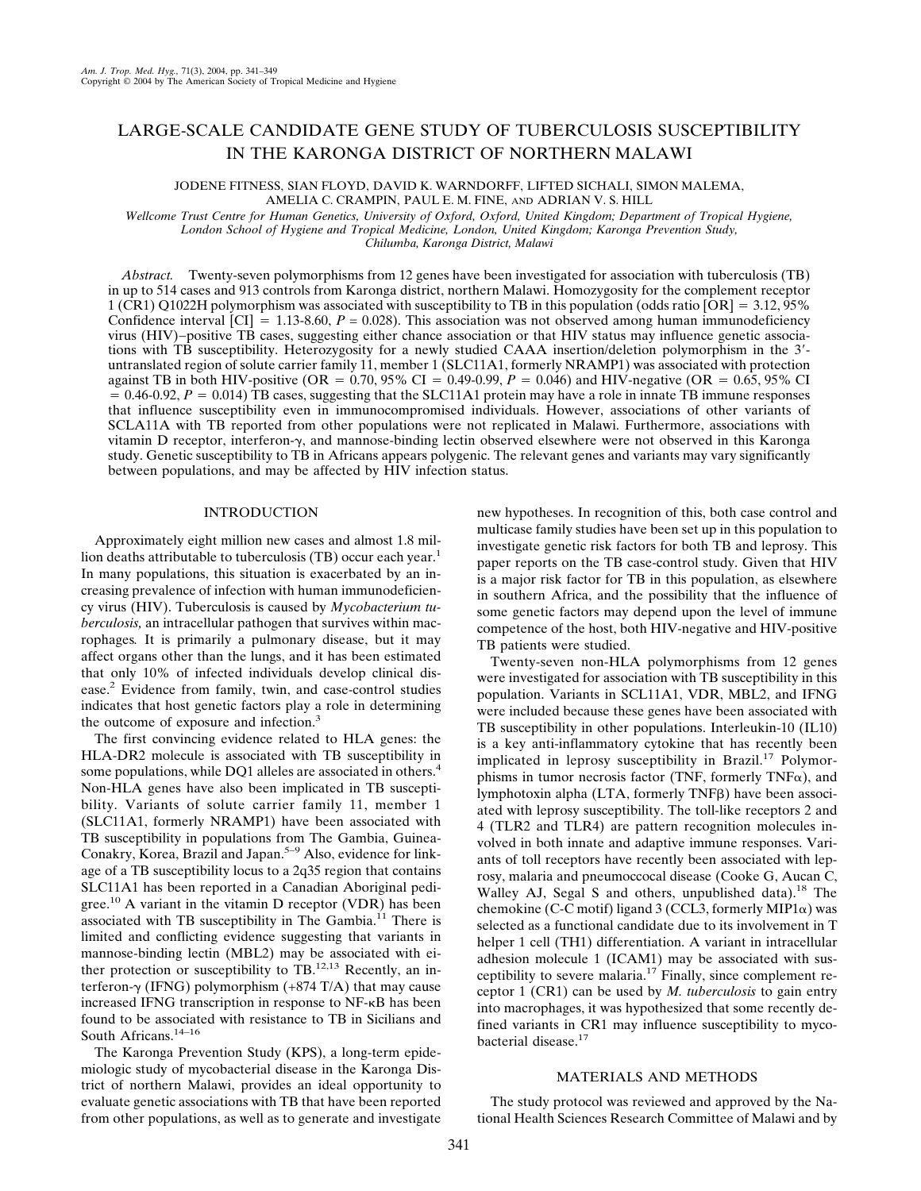# LARGE-SCALE CANDIDATE GENE STUDY OF TUBERCULOSIS SUSCEPTIBILITY IN THE KARONGA DISTRICT OF NORTHERN MALAWI

JODENE FITNESS, SIAN FLOYD, DAVID K. WARNDORFF, LIFTED SICHALI, SIMON MALEMA, AMELIA C. CRAMPIN, PAUL E. M. FINE, AND ADRIAN V. S. HILL

*Wellcome Trust Centre for Human Genetics, University of Oxford, Oxford, United Kingdom; Department of Tropical Hygiene, London School of Hygiene and Tropical Medicine, London, United Kingdom; Karonga Prevention Study, Chilumba, Karonga District, Malawi*

*Abstract.* Twenty-seven polymorphisms from 12 genes have been investigated for association with tuberculosis (TB) in up to 514 cases and 913 controls from Karonga district, northern Malawi. Homozygosity for the complement receptor 1 (CR1) Q1022H polymorphism was associated with susceptibility to TB in this population (odds ratio [OR] = 3.12, 95% Confidence interval [CI] = 1.13-8.60, $P = 0.028$). This association was not observed among human immunodeficiency virus (HIV)–positive TB cases, suggesting either chance association or that HIV status may influence genetic associations with TB susceptibility. Heterozygosity for a newly studied CAAA insertion/deletion polymorphism in the 3′-untranslated region of solute carrier family 11, member 1 (SLC11A1, formerly NRAMP1) was associated with protection against TB in both HIV-positive (OR = 0.70, 95% CI = 0.49-0.99, $P = 0.046$) and HIV-negative (OR = 0.65, 95% CI = 0.46-0.92, $P = 0.014$) TB cases, suggesting that the SLC11A1 protein may have a role in innate TB immune responses that influence susceptibility even in immunocompromised individuals. However, associations of other variants of SCLA11A with TB reported from other populations were not replicated in Malawi. Furthermore, associations with vitamin D receptor, interferon-γ, and mannose-binding lectin observed elsewhere were not observed in this Karonga study. Genetic susceptibility to TB in Africans appears polygenic. The relevant genes and variants may vary significantly between populations, and may be affected by HIV infection status.

## INTRODUCTION

Approximately eight million new cases and almost 1.8 million deaths attributable to tuberculosis (TB) occur each year.[1] In many populations, this situation is exacerbated by an increasing prevalence of infection with human immunodeficiency virus (HIV). Tuberculosis is caused by *Mycobacterium tuberculosis,* an intracellular pathogen that survives within macrophages*.* It is primarily a pulmonary disease, but it may affect organs other than the lungs, and it has been estimated that only 10% of infected individuals develop clinical disease.[2] Evidence from family, twin, and case-control studies indicates that host genetic factors play a role in determining the outcome of exposure and infection.[3]

The first convincing evidence related to HLA genes: the HLA-DR2 molecule is associated with TB susceptibility in some populations, while DQ1 alleles are associated in others.[4] Non-HLA genes have also been implicated in TB susceptibility. Variants of solute carrier family 11, member 1 (SLC11A1, formerly NRAMP1) have been associated with TB susceptibility in populations from The Gambia, Guinea-Conakry, Korea, Brazil and Japan.[5–9] Also, evidence for linkage of a TB susceptibility locus to a 2q35 region that contains SLC11A1 has been reported in a Canadian Aboriginal pedigree.[10] A variant in the vitamin D receptor (VDR) has been associated with TB susceptibility in The Gambia.[11] There is limited and conflicting evidence suggesting that variants in mannose-binding lectin (MBL2) may be associated with either protection or susceptibility to TB.[12,13] Recently, an interferon-γ (IFNG) polymorphism (+874 T/A) that may cause increased IFNG transcription in response to NF-κB has been found to be associated with resistance to TB in Sicilians and South Africans.[14–16]

The Karonga Prevention Study (KPS), a long-term epidemiologic study of mycobacterial disease in the Karonga District of northern Malawi, provides an ideal opportunity to evaluate genetic associations with TB that have been reported from other populations, as well as to generate and investigate new hypotheses. In recognition of this, both case control and multicase family studies have been set up in this population to investigate genetic risk factors for both TB and leprosy. This paper reports on the TB case-control study. Given that HIV is a major risk factor for TB in this population, as elsewhere in southern Africa, and the possibility that the influence of some genetic factors may depend upon the level of immune competence of the host, both HIV-negative and HIV-positive TB patients were studied.

Twenty-seven non-HLA polymorphisms from 12 genes were investigated for association with TB susceptibility in this population. Variants in SCL11A1, VDR, MBL2, and IFNG were included because these genes have been associated with TB susceptibility in other populations. Interleukin-10 (IL10) is a key anti-inflammatory cytokine that has recently been implicated in leprosy susceptibility in Brazil.[17] Polymorphisms in tumor necrosis factor (TNF, formerly TNFα), and lymphotoxin alpha (LTA, formerly TNFβ) have been associated with leprosy susceptibility. The toll-like receptors 2 and 4 (TLR2 and TLR4) are pattern recognition molecules involved in both innate and adaptive immune responses. Variants of toll receptors have recently been associated with leprosy, malaria and pneumoccocal disease (Cooke G, Aucan C, Walley AJ, Segal S and others, unpublished data).[18] The chemokine (C-C motif) ligand 3 (CCL3, formerly MIP1α) was selected as a functional candidate due to its involvement in T helper 1 cell (TH1) differentiation. A variant in intracellular adhesion molecule 1 (ICAM1) may be associated with susceptibility to severe malaria.[17] Finally, since complement receptor 1 (CR1) can be used by *M. tuberculosis* to gain entry into macrophages, it was hypothesized that some recently defined variants in CR1 may influence susceptibility to mycobacterial disease.[17]

## MATERIALS AND METHODS

The study protocol was reviewed and approved by the National Health Sciences Research Committee of Malawi and by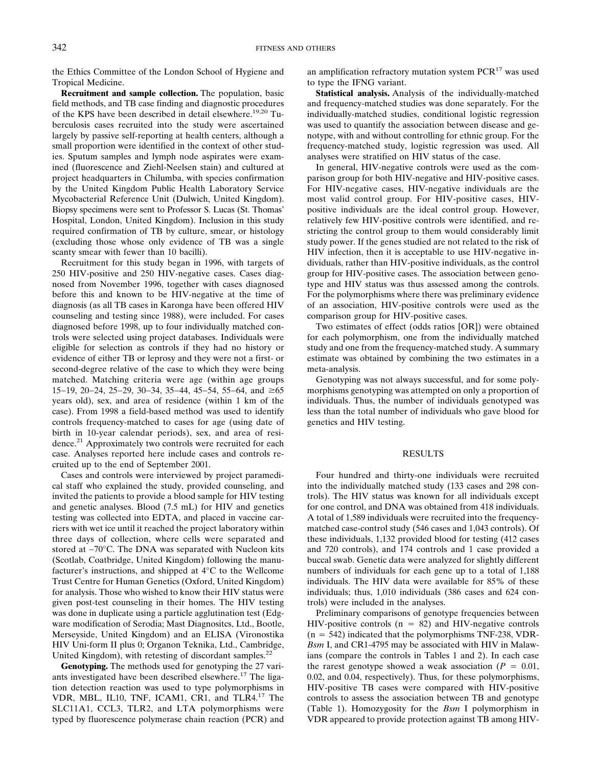the Ethics Committee of the London School of Hygiene and Tropical Medicine.

**Recruitment and sample collection.** The population, basic field methods, and TB case finding and diagnostic procedures of the KPS have been described in detail elsewhere.[19,20] Tuberculosis cases recruited into the study were ascertained largely by passive self-reporting at health centers, although a small proportion were identified in the context of other studies. Sputum samples and lymph node aspirates were examined (fluorescence and Ziehl-Neelsen stain) and cultured at project headquarters in Chilumba, with species confirmation by the United Kingdom Public Health Laboratory Service Mycobacterial Reference Unit (Dulwich, United Kingdom). Biopsy specimens were sent to Professor S. Lucas (St. Thomas' Hospital, London, United Kingdom). Inclusion in this study required confirmation of TB by culture, smear, or histology (excluding those whose only evidence of TB was a single scanty smear with fewer than 10 bacilli).

Recruitment for this study began in 1996, with targets of 250 HIV-positive and 250 HIV-negative cases. Cases diagnosed from November 1996, together with cases diagnosed before this and known to be HIV-negative at the time of diagnosis (as all TB cases in Karonga have been offered HIV counseling and testing since 1988), were included. For cases diagnosed before 1998, up to four individually matched controls were selected using project databases. Individuals were eligible for selection as controls if they had no history or evidence of either TB or leprosy and they were not a first- or second-degree relative of the case to which they were being matched. Matching criteria were age (within age groups 15–19, 20–24, 25–29, 30–34, 35–44, 45–54, 55–64, and ≥65 years old), sex, and area of residence (within 1 km of the case). From 1998 a field-based method was used to identify controls frequency-matched to cases for age (using date of birth in 10-year calendar periods), sex, and area of residence.[21] Approximately two controls were recruited for each case. Analyses reported here include cases and controls recruited up to the end of September 2001.

Cases and controls were interviewed by project paramedical staff who explained the study, provided counseling, and invited the patients to provide a blood sample for HIV testing and genetic analyses. Blood (7.5 mL) for HIV and genetics testing was collected into EDTA, and placed in vaccine carriers with wet ice until it reached the project laboratory within three days of collection, where cells were separated and stored at −70°C. The DNA was separated with Nucleon kits (Scotlab, Coatbridge, United Kingdom) following the manufacturer's instructions, and shipped at 4°C to the Wellcome Trust Centre for Human Genetics (Oxford, United Kingdom) for analysis. Those who wished to know their HIV status were given post-test counseling in their homes. The HIV testing was done in duplicate using a particle agglutination test (Edgware modification of Serodia; Mast Diagnositcs, Ltd., Bootle, Merseyside, United Kingdom) and an ELISA (Vironostika HIV Uni-form II plus 0; Organon Teknika, Ltd., Cambridge, United Kingdom), with retesting of discordant samples.[22]

**Genotyping.** The methods used for genotyping the 27 variants investigated have been described elsewhere.[17] The ligation detection reaction was used to type polymorphisms in VDR, MBL, IL10, TNF, ICAM1, CR1, and TLR4.[17] The SLC11A1, CCL3, TLR2, and LTA polymorphisms were typed by fluorescence polymerase chain reaction (PCR) and an amplification refractory mutation system PCR[17] was used to type the IFNG variant.

**Statistical analysis.** Analysis of the individually-matched and frequency-matched studies was done separately. For the individually-matched studies, conditional logistic regression was used to quantify the association between disease and genotype, with and without controlling for ethnic group. For the frequency-matched study, logistic regression was used. All analyses were stratified on HIV status of the case.

In general, HIV-negative controls were used as the comparison group for both HIV-negative and HIV-positive cases. For HIV-negative cases, HIV-negative individuals are the most valid control group. For HIV-positive cases, HIV-positive individuals are the ideal control group. However, relatively few HIV-positive controls were identified, and restricting the control group to them would considerably limit study power. If the genes studied are not related to the risk of HIV infection, then it is acceptable to use HIV-negative individuals, rather than HIV-positive individuals, as the control group for HIV-positive cases. The association between genotype and HIV status was thus assessed among the controls. For the polymorphisms where there was preliminary evidence of an association, HIV-positive controls were used as the comparison group for HIV-positive cases.

Two estimates of effect (odds ratios [OR]) were obtained for each polymorphism, one from the individually matched study and one from the frequency-matched study. A summary estimate was obtained by combining the two estimates in a meta-analysis.

Genotyping was not always successful, and for some polymorphisms genotyping was attempted on only a proportion of individuals. Thus, the number of individuals genotyped was less than the total number of individuals who gave blood for genetics and HIV testing.

## RESULTS

Four hundred and thirty-one individuals were recruited into the individually matched study (133 cases and 298 controls). The HIV status was known for all individuals except for one control, and DNA was obtained from 418 individuals. A total of 1,589 individuals were recruited into the frequency-matched case-control study (546 cases and 1,043 controls). Of these individuals, 1,132 provided blood for testing (412 cases and 720 controls), and 174 controls and 1 case provided a buccal swab. Genetic data were analyzed for slightly different numbers of individuals for each gene up to a total of 1,188 individuals. The HIV data were available for 85% of these individuals; thus, 1,010 individuals (386 cases and 624 controls) were included in the analyses.

Preliminary comparisons of genotype frequencies between HIV-positive controls ($n = 82$) and HIV-negative controls ($n = 542$) indicated that the polymorphisms TNF-238, VDR-*Bsm* I, and CR1-4795 may be associated with HIV in Malawians (compare the controls in Tables 1 and 2). In each case the rarest genotype showed a weak association ($P = 0.01$, 0.02, and 0.04, respectively). Thus, for these polymorphisms, HIV-positive TB cases were compared with HIV-positive controls to assess the association between TB and genotype (Table 1). Homozygosity for the *Bsm* I polymorphism in VDR appeared to provide protection against TB among HIV-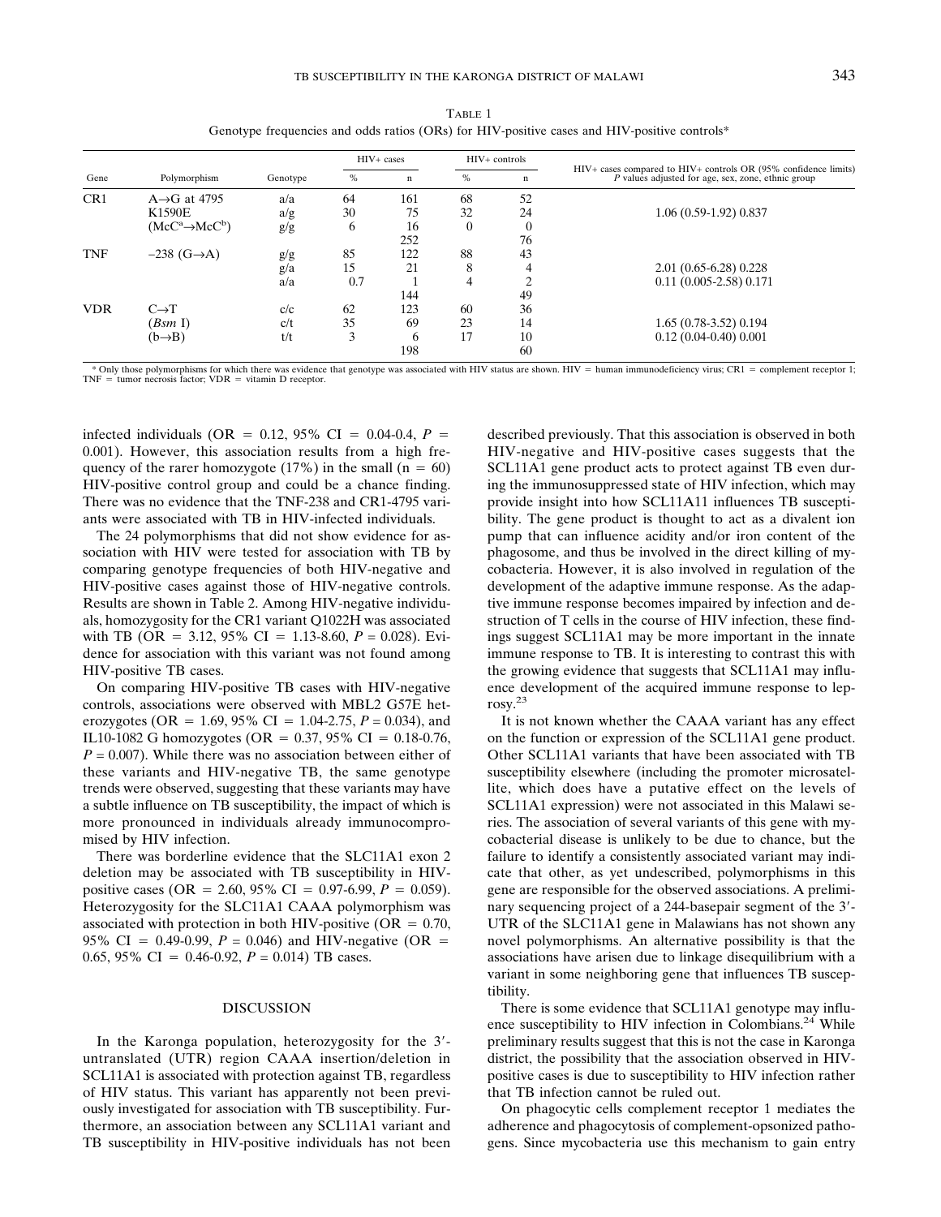TABLE 1

Genotype frequencies and odds ratios (ORs) for HIV-positive cases and HIV-positive controls*

| Gene | Polymorphism | Genotype | HIV+ cases | | HIV+ controls | | HIV+ cases compared to HIV+ controls OR (95% confidence limits) *P* values adjusted for age, sex, zone, ethnic group |
|---|---|---|---|---|---|---|---|
| | | | % | n | % | n | |
| CR1 | A→G at 4795 | a/a | 64 | 161 | 68 | 52 | |
| | K1590E | a/g | 30 | 75 | 32 | 24 | 1.06 (0.59-1.92) 0.837 |
| | ($McC^a \rightarrow McC^b$) | g/g | 6 | 16 | 0 | 0 | |
| | | | | 252 | | 76 | |
| TNF | −238 (G→A) | g/g | 85 | 122 | 88 | 43 | |
| | | g/a | 15 | 21 | 8 | 4 | 2.01 (0.65-6.28) 0.228 |
| | | a/a | 0.7 | 1 | 4 | 2 | 0.11 (0.005-2.58) 0.171 |
| | | | | 144 | | 49 | |
| VDR | C→T | c/c | 62 | 123 | 60 | 36 | |
| | (*Bsm* I) | c/t | 35 | 69 | 23 | 14 | 1.65 (0.78-3.52) 0.194 |
| | (b→B) | t/t | 3 | 6 | 17 | 10 | 0.12 (0.04-0.40) 0.001 |
| | | | | 198 | | 60 | |

\* Only those polymorphisms for which there was evidence that genotype was associated with HIV status are shown. HIV = human immunodeficiency virus; CR1 = complement receptor 1; TNF = tumor necrosis factor; VDR = vitamin D receptor.

infected individuals (OR = 0.12, 95% CI = 0.04-0.4, *P* = 0.001). However, this association results from a high frequency of the rarer homozygote (17%) in the small (n = 60) HIV-positive control group and could be a chance finding. There was no evidence that the TNF-238 and CR1-4795 variants were associated with TB in HIV-infected individuals.

The 24 polymorphisms that did not show evidence for association with HIV were tested for association with TB by comparing genotype frequencies of both HIV-negative and HIV-positive cases against those of HIV-negative controls. Results are shown in Table 2. Among HIV-negative individuals, homozygosity for the CR1 variant Q1022H was associated with TB (OR = 3.12, 95% CI = 1.13-8.60, *P* = 0.028). Evidence for association with this variant was not found among HIV-positive TB cases.

On comparing HIV-positive TB cases with HIV-negative controls, associations were observed with MBL2 G57E heterozygotes (OR = 1.69, 95% CI = 1.04-2.75, *P* = 0.034), and IL10-1082 G homozygotes (OR = 0.37, 95% CI = 0.18-0.76, *P* = 0.007). While there was no association between either of these variants and HIV-negative TB, the same genotype trends were observed, suggesting that these variants may have a subtle influence on TB susceptibility, the impact of which is more pronounced in individuals already immunocompromised by HIV infection.

There was borderline evidence that the SLC11A1 exon 2 deletion may be associated with TB susceptibility in HIV-positive cases (OR = 2.60, 95% CI = 0.97-6.99, *P* = 0.059). Heterozygosity for the SLC11A1 CAAA polymorphism was associated with protection in both HIV-positive (OR = 0.70, 95% CI = 0.49-0.99, *P* = 0.046) and HIV-negative (OR = 0.65, 95% CI = 0.46-0.92, *P* = 0.014) TB cases.

## DISCUSSION

In the Karonga population, heterozygosity for the 3′-untranslated (UTR) region CAAA insertion/deletion in SCL11A1 is associated with protection against TB, regardless of HIV status. This variant has apparently not been previously investigated for association with TB susceptibility. Furthermore, an association between any SCL11A1 variant and TB susceptibility in HIV-positive individuals has not been described previously. That this association is observed in both HIV-negative and HIV-positive cases suggests that the SCL11A1 gene product acts to protect against TB even during the immunosuppressed state of HIV infection, which may provide insight into how SCL11A11 influences TB susceptibility. The gene product is thought to act as a divalent ion pump that can influence acidity and/or iron content of the phagosome, and thus be involved in the direct killing of mycobacteria. However, it is also involved in regulation of the development of the adaptive immune response. As the adaptive immune response becomes impaired by infection and destruction of T cells in the course of HIV infection, these findings suggest SCL11A1 may be more important in the innate immune response to TB. It is interesting to contrast this with the growing evidence that suggests that SCL11A1 may influence development of the acquired immune response to leprosy.[23]

It is not known whether the CAAA variant has any effect on the function or expression of the SCL11A1 gene product. Other SCL11A1 variants that have been associated with TB susceptibility elsewhere (including the promoter microsatellite, which does have a putative effect on the levels of SCL11A1 expression) were not associated in this Malawi series. The association of several variants of this gene with mycobacterial disease is unlikely to be due to chance, but the failure to identify a consistently associated variant may indicate that other, as yet undescribed, polymorphisms in this gene are responsible for the observed associations. A preliminary sequencing project of a 244-basepair segment of the 3′-UTR of the SLC11A1 gene in Malawians has not shown any novel polymorphisms. An alternative possibility is that the associations have arisen due to linkage disequilibrium with a variant in some neighboring gene that influences TB susceptibility.

There is some evidence that SCL11A1 genotype may influence susceptibility to HIV infection in Colombians.[24] While preliminary results suggest that this is not the case in Karonga district, the possibility that the association observed in HIV-positive cases is due to susceptibility to HIV infection rather that TB infection cannot be ruled out.

On phagocytic cells complement receptor 1 mediates the adherence and phagocytosis of complement-opsonized pathogens. Since mycobacteria use this mechanism to gain entry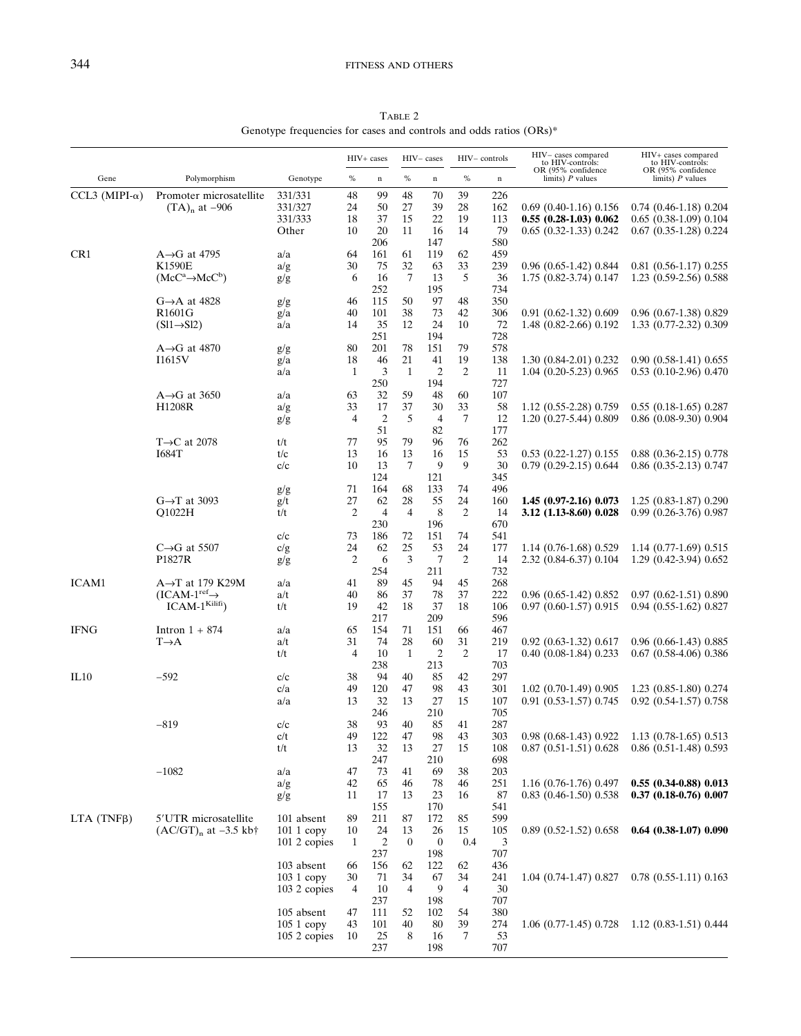TABLE 2
Genotype frequencies for cases and controls and odds ratios (ORs)*

| Gene | Polymorphism | Genotype | HIV+ cases | | HIV− cases | | HIV− controls | | HIV− cases compared to HIV-controls: OR (95% confidence limits) *P* values | HIV+ cases compared to HIV-controls: OR (95% confidence limits) *P* values |
|---|---|---|---|---|---|---|---|---|---|---|
| | | | % | n | % | n | % | n | | |
| CCL3 (MIPI-α) | Promoter microsatellite | 331/331 | 48 | 99 | 48 | 70 | 39 | 226 | | |
| | $(TA)_n$ at −906 | 331/327 | 24 | 50 | 27 | 39 | 28 | 162 | 0.69 (0.40-1.16) 0.156 | 0.74 (0.46-1.18) 0.204 |
| | | 331/333 | 18 | 37 | 15 | 22 | 19 | 113 | **0.55 (0.28-1.03) 0.062** | 0.65 (0.38-1.09) 0.104 |
| | | Other | 10 | 20 | 11 | 16 | 14 | 79 | 0.65 (0.32-1.33) 0.242 | 0.67 (0.35-1.28) 0.224 |
| | | | | 206 | | 147 | | 580 | | |
| CR1 | A→G at 4795 | a/a | 64 | 161 | 61 | 119 | 62 | 459 | | |
| | K1590E | a/g | 30 | 75 | 32 | 63 | 33 | 239 | 0.96 (0.65-1.42) 0.844 | 0.81 (0.56-1.17) 0.255 |
| | ($McC^a$→$McC^b$) | g/g | 6 | 16 | 7 | 13 | 5 | 36 | 1.75 (0.82-3.74) 0.147 | 1.23 (0.59-2.56) 0.588 |
| | | | | 252 | | 195 | | 734 | | |
| | G→A at 4828 | g/g | 46 | 115 | 50 | 97 | 48 | 350 | | |
| | R1601G | g/a | 40 | 101 | 38 | 73 | 42 | 306 | 0.91 (0.62-1.32) 0.609 | 0.96 (0.67-1.38) 0.829 |
| | (Sl1→Sl2) | a/a | 14 | 35 | 12 | 24 | 10 | 72 | 1.48 (0.82-2.66) 0.192 | 1.33 (0.77-2.32) 0.309 |
| | | | | 251 | | 194 | | 728 | | |
| | A→G at 4870 | g/g | 80 | 201 | 78 | 151 | 79 | 578 | | |
| | I1615V | g/a | 18 | 46 | 21 | 41 | 19 | 138 | 1.30 (0.84-2.01) 0.232 | 0.90 (0.58-1.41) 0.655 |
| | | a/a | 1 | 3 | 1 | 2 | 2 | 11 | 1.04 (0.20-5.23) 0.965 | 0.53 (0.10-2.96) 0.470 |
| | | | | 250 | | 194 | | 727 | | |
| | A→G at 3650 | a/a | 63 | 32 | 59 | 48 | 60 | 107 | | |
| | H1208R | a/g | 33 | 17 | 37 | 30 | 33 | 58 | 1.12 (0.55-2.28) 0.759 | 0.55 (0.18-1.65) 0.287 |
| | | g/g | 4 | 2 | 5 | 4 | 7 | 12 | 1.20 (0.27-5.44) 0.809 | 0.86 (0.08-9.30) 0.904 |
| | | | | 51 | | 82 | | 177 | | |
| | T→C at 2078 | t/t | 77 | 95 | 79 | 96 | 76 | 262 | | |
| | I684T | t/c | 13 | 16 | 13 | 16 | 15 | 53 | 0.53 (0.22-1.27) 0.155 | 0.88 (0.36-2.15) 0.778 |
| | | c/c | 10 | 13 | 7 | 9 | 9 | 30 | 0.79 (0.29-2.15) 0.644 | 0.86 (0.35-2.13) 0.747 |
| | | | | 124 | | 121 | | 345 | | |
| | | g/g | 71 | 164 | 68 | 133 | 74 | 496 | | |
| | G→T at 3093 | g/t | 27 | 62 | 28 | 55 | 24 | 160 | **1.45 (0.97-2.16) 0.073** | 1.25 (0.83-1.87) 0.290 |
| | Q1022H | t/t | 2 | 4 | 4 | 8 | 2 | 14 | **3.12 (1.13-8.60) 0.028** | 0.99 (0.26-3.76) 0.987 |
| | | | | 230 | | 196 | | 670 | | |
| | | c/c | 73 | 186 | 72 | 151 | 74 | 541 | | |
| | C→G at 5507 | c/g | 24 | 62 | 25 | 53 | 24 | 177 | 1.14 (0.76-1.68) 0.529 | 1.14 (0.77-1.69) 0.515 |
| | P1827R | g/g | 2 | 6 | 3 | 7 | 2 | 14 | 2.32 (0.84-6.37) 0.104 | 1.29 (0.42-3.94) 0.652 |
| | | | | 254 | | 211 | | 732 | | |
| ICAM1 | A→T at 179 K29M | a/a | 41 | 89 | 45 | 94 | 45 | 268 | | |
| | ($ICAM\text{-}1^{ref}$→ | a/t | 40 | 86 | 37 | 78 | 37 | 222 | 0.96 (0.65-1.42) 0.852 | 0.97 (0.62-1.51) 0.890 |
| | $ICAM\text{-}1^{Kilifi}$) | t/t | 19 | 42 | 18 | 37 | 18 | 106 | 0.97 (0.60-1.57) 0.915 | 0.94 (0.55-1.62) 0.827 |
| | | | | 217 | | 209 | | 596 | | |
| IFNG | Intron 1 + 874 | a/a | 65 | 154 | 71 | 151 | 66 | 467 | | |
| | T→A | a/t | 31 | 74 | 28 | 60 | 31 | 219 | 0.92 (0.63-1.32) 0.617 | 0.96 (0.66-1.43) 0.885 |
| | | t/t | 4 | 10 | 1 | 2 | 2 | 17 | 0.40 (0.08-1.84) 0.233 | 0.67 (0.58-4.06) 0.386 |
| | | | | 238 | | 213 | | 703 | | |
| IL10 | −592 | c/c | 38 | 94 | 40 | 85 | 42 | 297 | | |
| | | c/a | 49 | 120 | 47 | 98 | 43 | 301 | 1.02 (0.70-1.49) 0.905 | 1.23 (0.85-1.80) 0.274 |
| | | a/a | 13 | 32 | 13 | 27 | 15 | 107 | 0.91 (0.53-1.57) 0.745 | 0.92 (0.54-1.57) 0.758 |
| | | | | 246 | | 210 | | 705 | | |
| | −819 | c/c | 38 | 93 | 40 | 85 | 41 | 287 | | |
| | | c/t | 49 | 122 | 47 | 98 | 43 | 303 | 0.98 (0.68-1.43) 0.922 | 1.13 (0.78-1.65) 0.513 |
| | | t/t | 13 | 32 | 13 | 27 | 15 | 108 | 0.87 (0.51-1.51) 0.628 | 0.86 (0.51-1.48) 0.593 |
| | | | | 247 | | 210 | | 698 | | |
| | −1082 | a/a | 47 | 73 | 41 | 69 | 38 | 203 | | |
| | | a/g | 42 | 65 | 46 | 78 | 46 | 251 | 1.16 (0.76-1.76) 0.497 | **0.55 (0.34-0.88) 0.013** |
| | | g/g | 11 | 17 | 13 | 23 | 16 | 87 | 0.83 (0.46-1.50) 0.538 | **0.37 (0.18-0.76) 0.007** |
| | | | | 155 | | 170 | | 541 | | |
| LTA (TNFβ) | 5′UTR microsatellite | 101 absent | 89 | 211 | 87 | 172 | 85 | 599 | | |
| | $(AC/GT)_n$ at −3.5 kb† | 101 1 copy | 10 | 24 | 13 | 26 | 15 | 105 | 0.89 (0.52-1.52) 0.658 | **0.64 (0.38-1.07) 0.090** |
| | | 101 2 copies | 1 | 2 | 0 | 0 | 0.4 | 3 | | |
| | | | | 237 | | 198 | | 707 | | |
| | | 103 absent | 66 | 156 | 62 | 122 | 62 | 436 | | |
| | | 103 1 copy | 30 | 71 | 34 | 67 | 34 | 241 | 1.04 (0.74-1.47) 0.827 | 0.78 (0.55-1.11) 0.163 |
| | | 103 2 copies | 4 | 10 | 4 | 9 | 4 | 30 | | |
| | | | | 237 | | 198 | | 707 | | |
| | | 105 absent | 47 | 111 | 52 | 102 | 54 | 380 | | |
| | | 105 1 copy | 43 | 101 | 40 | 80 | 39 | 274 | 1.06 (0.77-1.45) 0.728 | 1.12 (0.83-1.51) 0.444 |
| | | 105 2 copies | 10 | 25 | 8 | 16 | 7 | 53 | | |
| | | | | 237 | | 198 | | 707 | | |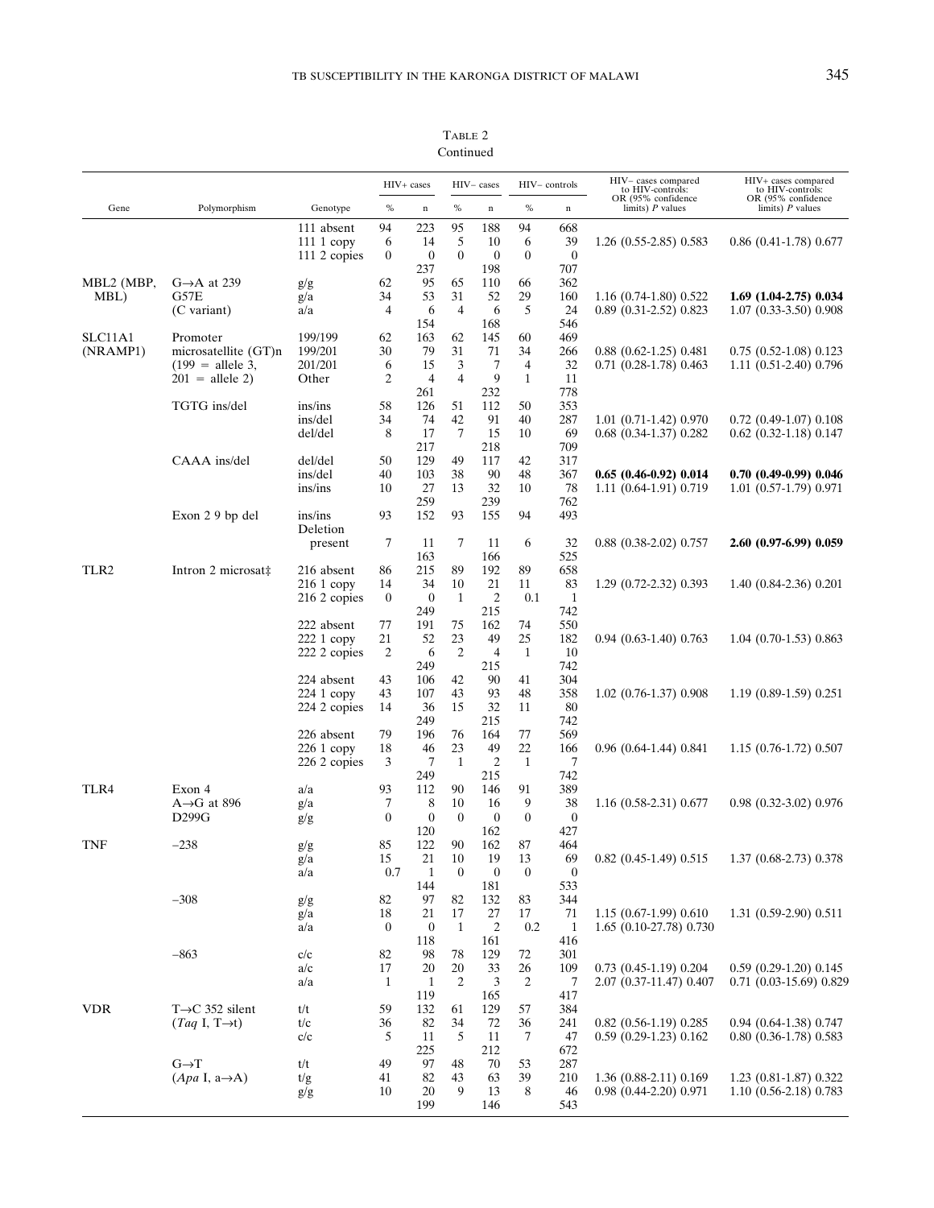TABLE 2
Continued

| Gene | Polymorphism | Genotype | HIV+ cases % | HIV+ cases n | HIV− cases % | HIV− cases n | HIV− controls % | HIV− controls n | HIV− cases compared to HIV-controls: OR (95% confidence limits) *P* values | HIV+ cases compared to HIV-controls: OR (95% confidence limits) *P* values |
|---|---|---|---|---|---|---|---|---|---|---|
| | | 111 absent | 94 | 223 | 95 | 188 | 94 | 668 | | |
| | | 111 1 copy | 6 | 14 | 5 | 10 | 6 | 39 | 1.26 (0.55-2.85) 0.583 | 0.86 (0.41-1.78) 0.677 |
| | | 111 2 copies | 0 | 0 | 0 | 0 | 0 | 0 | | |
| | | | | 237 | | 198 | | 707 | | |
| MBL2 (MBP, MBL) | G→A at 239 G57E (C variant) | g/g | 62 | 95 | 65 | 110 | 66 | 362 | | |
| | | g/a | 34 | 53 | 31 | 52 | 29 | 160 | 1.16 (0.74-1.80) 0.522 | **1.69 (1.04-2.75) 0.034** |
| | | a/a | 4 | 6 | 4 | 6 | 5 | 24 | 0.89 (0.31-2.52) 0.823 | 1.07 (0.33-3.50) 0.908 |
| | | | | 154 | | 168 | | 546 | | |
| SLC11A1 (NRAMP1) | Promoter microsatellite (GT)n (199 = allele 3, 201 = allele 2) | 199/199 | 62 | 163 | 62 | 145 | 60 | 469 | | |
| | | 199/201 | 30 | 79 | 31 | 71 | 34 | 266 | 0.88 (0.62-1.25) 0.481 | 0.75 (0.52-1.08) 0.123 |
| | | 201/201 | 6 | 15 | 3 | 7 | 4 | 32 | 0.71 (0.28-1.78) 0.463 | 1.11 (0.51-2.40) 0.796 |
| | | Other | 2 | 4 | 4 | 9 | 1 | 11 | | |
| | | | | 261 | | 232 | | 778 | | |
| | TGTG ins/del | ins/ins | 58 | 126 | 51 | 112 | 50 | 353 | | |
| | | ins/del | 34 | 74 | 42 | 91 | 40 | 287 | 1.01 (0.71-1.42) 0.970 | 0.72 (0.49-1.07) 0.108 |
| | | del/del | 8 | 17 | 7 | 15 | 10 | 69 | 0.68 (0.34-1.37) 0.282 | 0.62 (0.32-1.18) 0.147 |
| | | | | 217 | | 218 | | 709 | | |
| | CAAA ins/del | del/del | 50 | 129 | 49 | 117 | 42 | 317 | | |
| | | ins/del | 40 | 103 | 38 | 90 | 48 | 367 | **0.65 (0.46-0.92) 0.014** | **0.70 (0.49-0.99) 0.046** |
| | | ins/ins | 10 | 27 | 13 | 32 | 10 | 78 | 1.11 (0.64-1.91) 0.719 | 1.01 (0.57-1.79) 0.971 |
| | | | | 259 | | 239 | | 762 | | |
| | Exon 2 9 bp del | ins/ins | 93 | 152 | 93 | 155 | 94 | 493 | | |
| | | Deletion present | 7 | 11 | 7 | 11 | 6 | 32 | 0.88 (0.38-2.02) 0.757 | **2.60 (0.97-6.99) 0.059** |
| | | | | 163 | | 166 | | 525 | | |
| TLR2 | Intron 2 microsat‡ | 216 absent | 86 | 215 | 89 | 192 | 89 | 658 | | |
| | | 216 1 copy | 14 | 34 | 10 | 21 | 11 | 83 | 1.29 (0.72-2.32) 0.393 | 1.40 (0.84-2.36) 0.201 |
| | | 216 2 copies | 0 | 0 | 1 | 2 | 0.1 | 1 | | |
| | | | | 249 | | 215 | | 742 | | |
| | | 222 absent | 77 | 191 | 75 | 162 | 74 | 550 | | |
| | | 222 1 copy | 21 | 52 | 23 | 49 | 25 | 182 | 0.94 (0.63-1.40) 0.763 | 1.04 (0.70-1.53) 0.863 |
| | | 222 2 copies | 2 | 6 | 2 | 4 | 1 | 10 | | |
| | | | | 249 | | 215 | | 742 | | |
| | | 224 absent | 43 | 106 | 42 | 90 | 41 | 304 | | |
| | | 224 1 copy | 43 | 107 | 43 | 93 | 48 | 358 | 1.02 (0.76-1.37) 0.908 | 1.19 (0.89-1.59) 0.251 |
| | | 224 2 copies | 14 | 36 | 15 | 32 | 11 | 80 | | |
| | | | | 249 | | 215 | | 742 | | |
| | | 226 absent | 79 | 196 | 76 | 164 | 77 | 569 | | |
| | | 226 1 copy | 18 | 46 | 23 | 49 | 22 | 166 | 0.96 (0.64-1.44) 0.841 | 1.15 (0.76-1.72) 0.507 |
| | | 226 2 copies | 3 | 7 | 1 | 2 | 1 | 7 | | |
| | | | | 249 | | 215 | | 742 | | |
| TLR4 | Exon 4 A→G at 896 D299G | a/a | 93 | 112 | 90 | 146 | 91 | 389 | | |
| | | g/a | 7 | 8 | 10 | 16 | 9 | 38 | 1.16 (0.58-2.31) 0.677 | 0.98 (0.32-3.02) 0.976 |
| | | g/g | 0 | 0 | 0 | 0 | 0 | 0 | | |
| | | | | 120 | | 162 | | 427 | | |
| TNF | −238 | g/g | 85 | 122 | 90 | 162 | 87 | 464 | | |
| | | g/a | 15 | 21 | 10 | 19 | 13 | 69 | 0.82 (0.45-1.49) 0.515 | 1.37 (0.68-2.73) 0.378 |
| | | a/a | 0.7 | 1 | 0 | 0 | 0 | 0 | | |
| | | | | 144 | | 181 | | 533 | | |
| | −308 | g/g | 82 | 97 | 82 | 132 | 83 | 344 | | |
| | | g/a | 18 | 21 | 17 | 27 | 17 | 71 | 1.15 (0.67-1.99) 0.610 | 1.31 (0.59-2.90) 0.511 |
| | | a/a | 0 | 0 | 1 | 2 | 0.2 | 1 | 1.65 (0.10-27.78) 0.730 | |
| | | | | 118 | | 161 | | 416 | | |
| | −863 | c/c | 82 | 98 | 78 | 129 | 72 | 301 | | |
| | | a/c | 17 | 20 | 20 | 33 | 26 | 109 | 0.73 (0.45-1.19) 0.204 | 0.59 (0.29-1.20) 0.145 |
| | | a/a | 1 | 1 | 2 | 3 | 2 | 7 | 2.07 (0.37-11.47) 0.407 | 0.71 (0.03-15.69) 0.829 |
| | | | | 119 | | 165 | | 417 | | |
| VDR | T→C 352 silent (*Taq* I, T→t) | t/t | 59 | 132 | 61 | 129 | 57 | 384 | | |
| | | t/c | 36 | 82 | 34 | 72 | 36 | 241 | 0.82 (0.56-1.19) 0.285 | 0.94 (0.64-1.38) 0.747 |
| | | c/c | 5 | 11 | 5 | 11 | 7 | 47 | 0.59 (0.29-1.23) 0.162 | 0.80 (0.36-1.78) 0.583 |
| | | | | 225 | | 212 | | 672 | | |
| | G→T (*Apa* I, a→A) | t/t | 49 | 97 | 48 | 70 | 53 | 287 | | |
| | | t/g | 41 | 82 | 43 | 63 | 39 | 210 | 1.36 (0.88-2.11) 0.169 | 1.23 (0.81-1.87) 0.322 |
| | | g/g | 10 | 20 | 9 | 13 | 8 | 46 | 0.98 (0.44-2.20) 0.971 | 1.10 (0.56-2.18) 0.783 |
| | | | | 199 | | 146 | | 543 | | |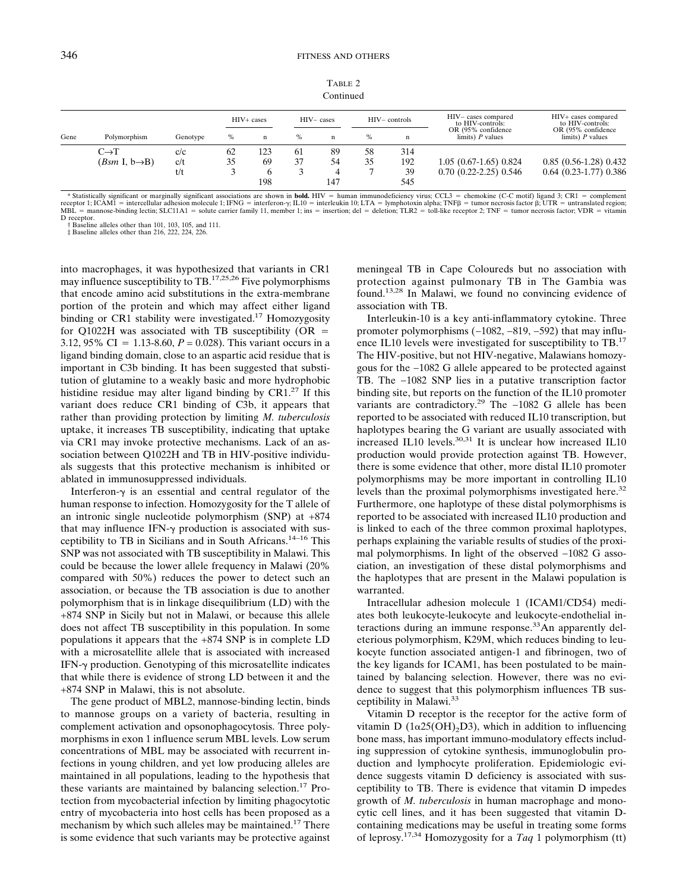TABLE 2
Continued

| Gene | Polymorphism | Genotype | HIV+ cases | | HIV− cases | | HIV− controls | | HIV− cases compared to HIV-controls: OR (95% confidence limits) *P* values | HIV+ cases compared to HIV-controls: OR (95% confidence limits) *P* values |
|---|---|---|---|---|---|---|---|---|---|---|
| | | | % | n | % | n | % | n | | |
| | C→T | c/c | 62 | 123 | 61 | 89 | 58 | 314 | | |
| | (*Bsm* I, b→B) | c/t | 35 | 69 | 37 | 54 | 35 | 192 | 1.05 (0.67-1.65) 0.824 | 0.85 (0.56-1.28) 0.432 |
| | | t/t | 3 | 6 | 3 | 4 | 7 | 39 | 0.70 (0.22-2.25) 0.546 | 0.64 (0.23-1.77) 0.386 |
| | | | | 198 | | 147 | | 545 | | |

* Statistically significant or marginally significant associations are shown in **bold.** HIV = human immunodeficiency virus; CCL3 = chemokine (C-C motif) ligand 3; CR1 = complement receptor 1; ICAM1 = intercellular adhesion molecule 1; IFNG = interferon-γ; IL10 = interleukin 10; LTA = lymphotoxin alpha; TNFβ = tumor necrosis factor β; UTR = untranslated region; MBL = mannose-binding lectin; SLC11A1 = solute carrier family 11, member 1; ins = insertion; del = deletion; TLR2 = toll-like receptor 2; TNF = tumor necrosis factor; VDR = vitamin D receptor.
† Baseline alleles other than 101, 103, 105, and 111.
‡ Baseline alleles other than 216, 222, 224, 226.

into macrophages, it was hypothesized that variants in CR1 may influence susceptibility to TB.[17,25,26] Five polymorphisms that encode amino acid substitutions in the extra-membrane portion of the protein and which may affect either ligand binding or CR1 stability were investigated.[17] Homozygosity for Q1022H was associated with TB susceptibility (OR = 3.12, 95% CI = 1.13-8.60, $P = 0.028$). This variant occurs in a ligand binding domain, close to an aspartic acid residue that is important in C3b binding. It has been suggested that substitution of glutamine to a weakly basic and more hydrophobic histidine residue may alter ligand binding by CR1.[27] If this variant does reduce CR1 binding of C3b, it appears that rather than providing protection by limiting *M. tuberculosis* uptake, it increases TB susceptibility, indicating that uptake via CR1 may invoke protective mechanisms. Lack of an association between Q1022H and TB in HIV-positive individuals suggests that this protective mechanism is inhibited or ablated in immunosuppressed individuals.

Interferon-γ is an essential and central regulator of the human response to infection. Homozygosity for the T allele of an intronic single nucleotide polymorphism (SNP) at +874 that may influence IFN-γ production is associated with susceptibility to TB in Sicilians and in South Africans.[14–16] This SNP was not associated with TB susceptibility in Malawi. This could be because the lower allele frequency in Malawi (20% compared with 50%) reduces the power to detect such an association, or because the TB association is due to another polymorphism that is in linkage disequilibrium (LD) with the +874 SNP in Sicily but not in Malawi, or because this allele does not affect TB susceptibility in this population. In some populations it appears that the +874 SNP is in complete LD with a microsatellite allele that is associated with increased IFN-γ production. Genotyping of this microsatellite indicates that while there is evidence of strong LD between it and the +874 SNP in Malawi, this is not absolute.

The gene product of MBL2, mannose-binding lectin, binds to mannose groups on a variety of bacteria, resulting in complement activation and opsonophagocytosis. Three polymorphisms in exon 1 influence serum MBL levels. Low serum concentrations of MBL may be associated with recurrent infections in young children, and yet low producing alleles are maintained in all populations, leading to the hypothesis that these variants are maintained by balancing selection.[17] Protection from mycobacterial infection by limiting phagocytotic entry of mycobacteria into host cells has been proposed as a mechanism by which such alleles may be maintained.[17] There is some evidence that such variants may be protective against meningeal TB in Cape Coloureds but no association with protection against pulmonary TB in The Gambia was found.[13,28] In Malawi, we found no convincing evidence of association with TB.

Interleukin-10 is a key anti-inflammatory cytokine. Three promoter polymorphisms (−1082, −819, −592) that may influence IL10 levels were investigated for susceptibility to TB.[17] The HIV-positive, but not HIV-negative, Malawians homozygous for the −1082 G allele appeared to be protected against TB. The −1082 SNP lies in a putative transcription factor binding site, but reports on the function of the IL10 promoter variants are contradictory.[29] The −1082 G allele has been reported to be associated with reduced IL10 transcription, but haplotypes bearing the G variant are usually associated with increased IL10 levels.[30,31] It is unclear how increased IL10 production would provide protection against TB. However, there is some evidence that other, more distal IL10 promoter polymorphisms may be more important in controlling IL10 levels than the proximal polymorphisms investigated here.[32] Furthermore, one haplotype of these distal polymorphisms is reported to be associated with increased IL10 production and is linked to each of the three common proximal haplotypes, perhaps explaining the variable results of studies of the proximal polymorphisms. In light of the observed −1082 G association, an investigation of these distal polymorphisms and the haplotypes that are present in the Malawi population is warranted.

Intracellular adhesion molecule 1 (ICAM1/CD54) mediates both leukocyte-leukocyte and leukocyte-endothelial interactions during an immune response.[33] An apparently deleterious polymorphism, K29M, which reduces binding to leukocyte function associated antigen-1 and fibrinogen, two of the key ligands for ICAM1, has been postulated to be maintained by balancing selection. However, there was no evidence to suggest that this polymorphism influences TB susceptibility in Malawi.[33]

Vitamin D receptor is the receptor for the active form of vitamin D ($1\alpha25(OH)_2D3$), which in addition to influencing bone mass, has important immuno-modulatory effects including suppression of cytokine synthesis, immunoglobulin production and lymphocyte proliferation. Epidemiologic evidence suggests vitamin D deficiency is associated with susceptibility to TB. There is evidence that vitamin D impedes growth of *M. tuberculosis* in human macrophage and monocytic cell lines, and it has been suggested that vitamin D-containing medications may be useful in treating some forms of leprosy.[17,34] Homozygosity for a *Taq* 1 polymorphism (tt)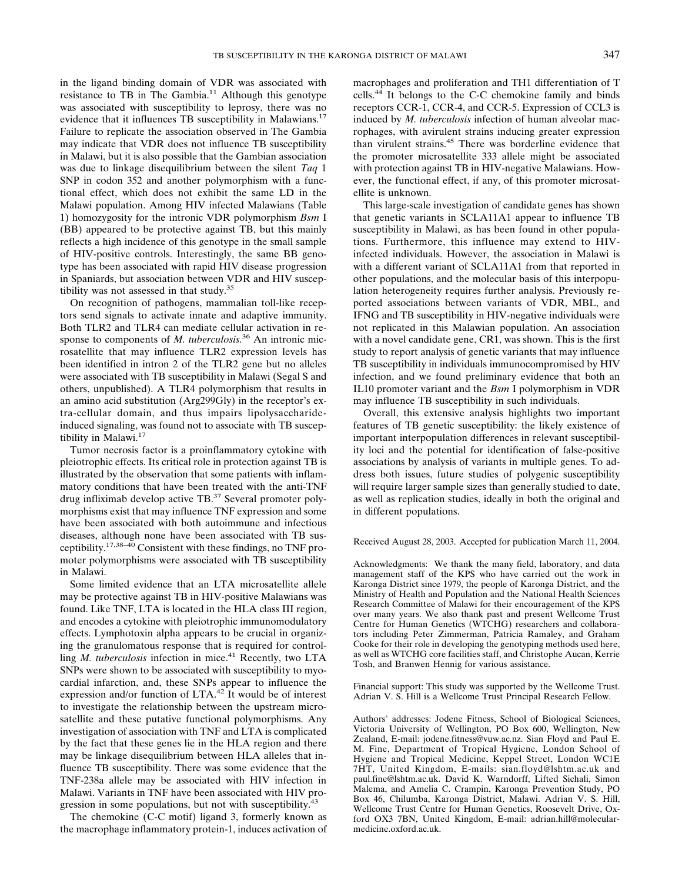in the ligand binding domain of VDR was associated with resistance to TB in The Gambia.[11] Although this genotype was associated with susceptibility to leprosy, there was no evidence that it influences TB susceptibility in Malawians.[17] Failure to replicate the association observed in The Gambia may indicate that VDR does not influence TB susceptibility in Malawi, but it is also possible that the Gambian association was due to linkage disequilibrium between the silent *Taq* 1 SNP in codon 352 and another polymorphism with a functional effect, which does not exhibit the same LD in the Malawi population. Among HIV infected Malawians (Table 1) homozygosity for the intronic VDR polymorphism *Bsm* I (BB) appeared to be protective against TB, but this mainly reflects a high incidence of this genotype in the small sample of HIV-positive controls. Interestingly, the same BB genotype has been associated with rapid HIV disease progression in Spaniards, but association between VDR and HIV susceptibility was not assessed in that study.[35]

On recognition of pathogens, mammalian toll-like receptors send signals to activate innate and adaptive immunity. Both TLR2 and TLR4 can mediate cellular activation in response to components of *M. tuberculosis*.[36] An intronic microsatellite that may influence TLR2 expression levels has been identified in intron 2 of the TLR2 gene but no alleles were associated with TB susceptibility in Malawi (Segal S and others, unpublished). A TLR4 polymorphism that results in an amino acid substitution (Arg299Gly) in the receptor's extra-cellular domain, and thus impairs lipolysaccharide-induced signaling, was found not to associate with TB susceptibility in Malawi.[17]

Tumor necrosis factor is a proinflammatory cytokine with pleiotrophic effects. Its critical role in protection against TB is illustrated by the observation that some patients with inflammatory conditions that have been treated with the anti-TNF drug infliximab develop active TB.[37] Several promoter polymorphisms exist that may influence TNF expression and some have been associated with both autoimmune and infectious diseases, although none have been associated with TB susceptibility.[17,38–40] Consistent with these findings, no TNF promoter polymorphisms were associated with TB susceptibility in Malawi.

Some limited evidence that an LTA microsatellite allele may be protective against TB in HIV-positive Malawians was found. Like TNF, LTA is located in the HLA class III region, and encodes a cytokine with pleiotrophic immunomodulatory effects. Lymphotoxin alpha appears to be crucial in organizing the granulomatous response that is required for controlling *M. tuberculosis* infection in mice.[41] Recently, two LTA SNPs were shown to be associated with susceptibility to myocardial infarction, and, these SNPs appear to influence the expression and/or function of LTA.[42] It would be of interest to investigate the relationship between the upstream microsatellite and these putative functional polymorphisms. Any investigation of association with TNF and LTA is complicated by the fact that these genes lie in the HLA region and there may be linkage disequilibrium between HLA alleles that influence TB susceptibility. There was some evidence that the TNF-238a allele may be associated with HIV infection in Malawi. Variants in TNF have been associated with HIV progression in some populations, but not with susceptibility.[43]

The chemokine (C-C motif) ligand 3, formerly known as the macrophage inflammatory protein-1, induces activation of macrophages and proliferation and TH1 differentiation of T cells.[44] It belongs to the C-C chemokine family and binds receptors CCR-1, CCR-4, and CCR-5. Expression of CCL3 is induced by *M. tuberculosis* infection of human alveolar macrophages, with avirulent strains inducing greater expression than virulent strains.[45] There was borderline evidence that the promoter microsatellite 333 allele might be associated with protection against TB in HIV-negative Malawians. However, the functional effect, if any, of this promoter microsatellite is unknown.

This large-scale investigation of candidate genes has shown that genetic variants in SCLA11A1 appear to influence TB susceptibility in Malawi, as has been found in other populations. Furthermore, this influence may extend to HIV-infected individuals. However, the association in Malawi is with a different variant of SCLA11A1 from that reported in other populations, and the molecular basis of this interpopulation heterogeneity requires further analysis. Previously reported associations between variants of VDR, MBL, and IFNG and TB susceptibility in HIV-negative individuals were not replicated in this Malawian population. An association with a novel candidate gene, CR1, was shown. This is the first study to report analysis of genetic variants that may influence TB susceptibility in individuals immunocompromised by HIV infection, and we found preliminary evidence that both an IL10 promoter variant and the *Bsm* I polymorphism in VDR may influence TB susceptibility in such individuals.

Overall, this extensive analysis highlights two important features of TB genetic susceptibility: the likely existence of important interpopulation differences in relevant susceptibility loci and the potential for identification of false-positive associations by analysis of variants in multiple genes. To address both issues, future studies of polygenic susceptibility will require larger sample sizes than generally studied to date, as well as replication studies, ideally in both the original and in different populations.

Received August 28, 2003. Accepted for publication March 11, 2004.

Acknowledgments: We thank the many field, laboratory, and data management staff of the KPS who have carried out the work in Karonga District since 1979, the people of Karonga District, and the Ministry of Health and Population and the National Health Sciences Research Committee of Malawi for their encouragement of the KPS over many years. We also thank past and present Wellcome Trust Centre for Human Genetics (WTCHG) researchers and collaborators including Peter Zimmerman, Patricia Ramaley, and Graham Cooke for their role in developing the genotyping methods used here, as well as WTCHG core facilities staff, and Christophe Aucan, Kerrie Tosh, and Branwen Hennig for various assistance.

Financial support: This study was supported by the Wellcome Trust. Adrian V. S. Hill is a Wellcome Trust Principal Research Fellow.

Authors' addresses: Jodene Fitness, School of Biological Sciences, Victoria University of Wellington, PO Box 600, Wellington, New Zealand, E-mail: jodene.fitness@vuw.ac.nz. Sian Floyd and Paul E. M. Fine, Department of Tropical Hygiene, London School of Hygiene and Tropical Medicine, Keppel Street, London WC1E 7HT, United Kingdom, E-mails: sian.floyd@lshtm.ac.uk and paul.fine@lshtm.ac.uk. David K. Warndorff, Lifted Sichali, Simon Malema, and Amelia C. Crampin, Karonga Prevention Study, PO Box 46, Chilumba, Karonga District, Malawi. Adrian V. S. Hill, Wellcome Trust Centre for Human Genetics, Roosevelt Drive, Oxford OX3 7BN, United Kingdom, E-mail: adrian.hill@molecular-medicine.oxford.ac.uk.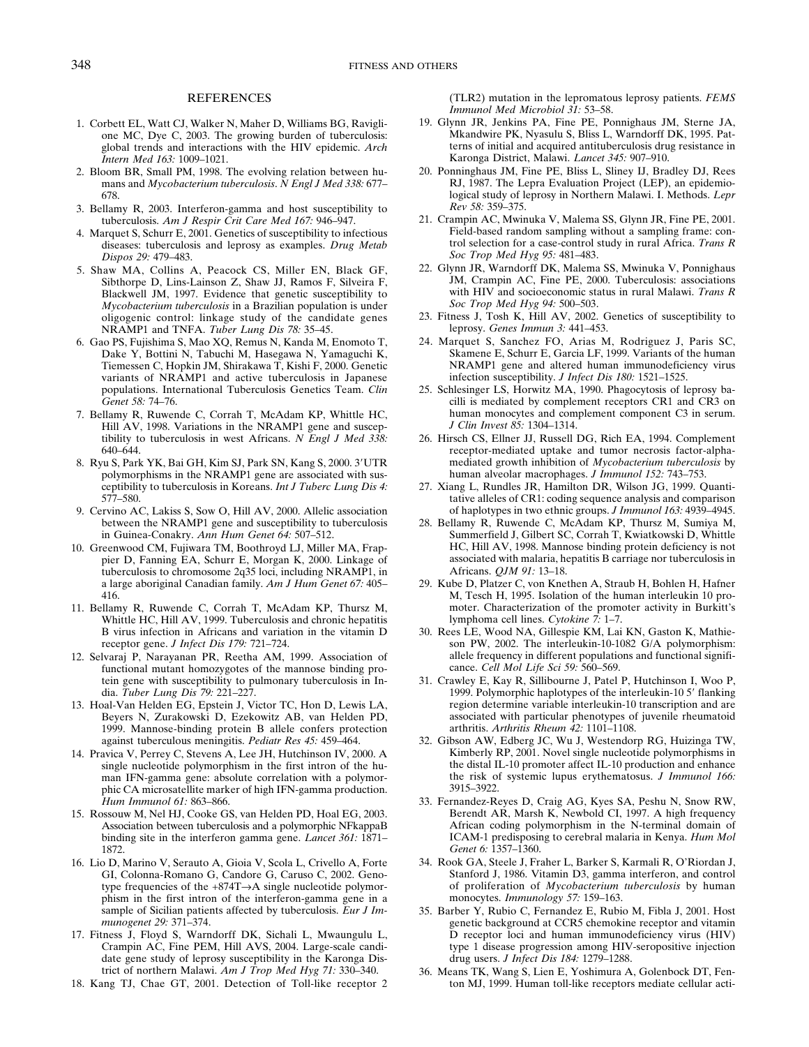## REFERENCES

1. Corbett EL, Watt CJ, Walker N, Maher D, Williams BG, Raviglione MC, Dye C, 2003. The growing burden of tuberculosis: global trends and interactions with the HIV epidemic. *Arch Intern Med 163:* 1009–1021.
2. Bloom BR, Small PM, 1998. The evolving relation between humans and *Mycobacterium tuberculosis*. *N Engl J Med 338:* 677–678.
3. Bellamy R, 2003. Interferon-gamma and host susceptibility to tuberculosis. *Am J Respir Crit Care Med 167:* 946–947.
4. Marquet S, Schurr E, 2001. Genetics of susceptibility to infectious diseases: tuberculosis and leprosy as examples. *Drug Metab Dispos 29:* 479–483.
5. Shaw MA, Collins A, Peacock CS, Miller EN, Black GF, Sibthorpe D, Lins-Lainson Z, Shaw JJ, Ramos F, Silveira F, Blackwell JM, 1997. Evidence that genetic susceptibility to *Mycobacterium tuberculosis* in a Brazilian population is under oligogenic control: linkage study of the candidate genes NRAMP1 and TNFA. *Tuber Lung Dis 78:* 35–45.
6. Gao PS, Fujishima S, Mao XQ, Remus N, Kanda M, Enomoto T, Dake Y, Bottini N, Tabuchi M, Hasegawa N, Yamaguchi K, Tiemessen C, Hopkin JM, Shirakawa T, Kishi F, 2000. Genetic variants of NRAMP1 and active tuberculosis in Japanese populations. International Tuberculosis Genetics Team. *Clin Genet 58:* 74–76.
7. Bellamy R, Ruwende C, Corrah T, McAdam KP, Whittle HC, Hill AV, 1998. Variations in the NRAMP1 gene and susceptibility to tuberculosis in west Africans. *N Engl J Med 338:* 640–644.
8. Ryu S, Park YK, Bai GH, Kim SJ, Park SN, Kang S, 2000. 3′UTR polymorphisms in the NRAMP1 gene are associated with susceptibility to tuberculosis in Koreans. *Int J Tuberc Lung Dis 4:* 577–580.
9. Cervino AC, Lakiss S, Sow O, Hill AV, 2000. Allelic association between the NRAMP1 gene and susceptibility to tuberculosis in Guinea-Conakry. *Ann Hum Genet 64:* 507–512.
10. Greenwood CM, Fujiwara TM, Boothroyd LJ, Miller MA, Frappier D, Fanning EA, Schurr E, Morgan K, 2000. Linkage of tuberculosis to chromosome 2q35 loci, including NRAMP1, in a large aboriginal Canadian family. *Am J Hum Genet 67:* 405–416.
11. Bellamy R, Ruwende C, Corrah T, McAdam KP, Thursz M, Whittle HC, Hill AV, 1999. Tuberculosis and chronic hepatitis B virus infection in Africans and variation in the vitamin D receptor gene. *J Infect Dis 179:* 721–724.
12. Selvaraj P, Narayanan PR, Reetha AM, 1999. Association of functional mutant homozygotes of the mannose binding protein gene with susceptibility to pulmonary tuberculosis in India. *Tuber Lung Dis 79:* 221–227.
13. Hoal-Van Helden EG, Epstein J, Victor TC, Hon D, Lewis LA, Beyers N, Zurakowski D, Ezekowitz AB, van Helden PD, 1999. Mannose-binding protein B allele confers protection against tuberculous meningitis. *Pediatr Res 45:* 459–464.
14. Pravica V, Perrey C, Stevens A, Lee JH, Hutchinson IV, 2000. A single nucleotide polymorphism in the first intron of the human IFN-gamma gene: absolute correlation with a polymorphic CA microsatellite marker of high IFN-gamma production. *Hum Immunol 61:* 863–866.
15. Rossouw M, Nel HJ, Cooke GS, van Helden PD, Hoal EG, 2003. Association between tuberculosis and a polymorphic NFkappaB binding site in the interferon gamma gene. *Lancet 361:* 1871–1872.
16. Lio D, Marino V, Serauto A, Gioia V, Scola L, Crivello A, Forte GI, Colonna-Romano G, Candore G, Caruso C, 2002. Genotype frequencies of the +874T→A single nucleotide polymorphism in the first intron of the interferon-gamma gene in a sample of Sicilian patients affected by tuberculosis. *Eur J Immunogenet 29:* 371–374.
17. Fitness J, Floyd S, Warndorff DK, Sichali L, Mwaungulu L, Crampin AC, Fine PEM, Hill AVS, 2004. Large-scale candidate gene study of leprosy susceptibility in the Karonga District of northern Malawi. *Am J Trop Med Hyg 71:* 330–340.
18. Kang TJ, Chae GT, 2001. Detection of Toll-like receptor 2 (TLR2) mutation in the lepromatous leprosy patients. *FEMS Immunol Med Microbiol 31:* 53–58.
19. Glynn JR, Jenkins PA, Fine PE, Ponnighaus JM, Sterne JA, Mkandwire PK, Nyasulu S, Bliss L, Warndorff DK, 1995. Patterns of initial and acquired antituberculosis drug resistance in Karonga District, Malawi. *Lancet 345:* 907–910.
20. Ponninghaus JM, Fine PE, Bliss L, Sliney IJ, Bradley DJ, Rees RJ, 1987. The Lepra Evaluation Project (LEP), an epidemiological study of leprosy in Northern Malawi. I. Methods. *Lepr Rev 58:* 359–375.
21. Crampin AC, Mwinuka V, Malema SS, Glynn JR, Fine PE, 2001. Field-based random sampling without a sampling frame: control selection for a case-control study in rural Africa. *Trans R Soc Trop Med Hyg 95:* 481–483.
22. Glynn JR, Warndorff DK, Malema SS, Mwinuka V, Ponnighaus JM, Crampin AC, Fine PE, 2000. Tuberculosis: associations with HIV and socioeconomic status in rural Malawi. *Trans R Soc Trop Med Hyg 94:* 500–503.
23. Fitness J, Tosh K, Hill AV, 2002. Genetics of susceptibility to leprosy. *Genes Immun 3:* 441–453.
24. Marquet S, Sanchez FO, Arias M, Rodriguez J, Paris SC, Skamene E, Schurr E, Garcia LF, 1999. Variants of the human NRAMP1 gene and altered human immunodeficiency virus infection susceptibility. *J Infect Dis 180:* 1521–1525.
25. Schlesinger LS, Horwitz MA, 1990. Phagocytosis of leprosy bacilli is mediated by complement receptors CR1 and CR3 on human monocytes and complement component C3 in serum. *J Clin Invest 85:* 1304–1314.
26. Hirsch CS, Ellner JJ, Russell DG, Rich EA, 1994. Complement receptor-mediated uptake and tumor necrosis factor-alpha-mediated growth inhibition of *Mycobacterium tuberculosis* by human alveolar macrophages. *J Immunol 152:* 743–753.
27. Xiang L, Rundles JR, Hamilton DR, Wilson JG, 1999. Quantitative alleles of CR1: coding sequence analysis and comparison of haplotypes in two ethnic groups. *J Immunol 163:* 4939–4945.
28. Bellamy R, Ruwende C, McAdam KP, Thursz M, Sumiya M, Summerfield J, Gilbert SC, Corrah T, Kwiatkowski D, Whittle HC, Hill AV, 1998. Mannose binding protein deficiency is not associated with malaria, hepatitis B carriage nor tuberculosis in Africans. *QJM 91:* 13–18.
29. Kube D, Platzer C, von Knethen A, Straub H, Bohlen H, Hafner M, Tesch H, 1995. Isolation of the human interleukin 10 promoter. Characterization of the promoter activity in Burkitt's lymphoma cell lines. *Cytokine 7:* 1–7.
30. Rees LE, Wood NA, Gillespie KM, Lai KN, Gaston K, Mathieson PW, 2002. The interleukin-10-1082 G/A polymorphism: allele frequency in different populations and functional significance. *Cell Mol Life Sci 59:* 560–569.
31. Crawley E, Kay R, Sillibourne J, Patel P, Hutchinson I, Woo P, 1999. Polymorphic haplotypes of the interleukin-10 5′ flanking region determine variable interleukin-10 transcription and are associated with particular phenotypes of juvenile rheumatoid arthritis. *Arthritis Rheum 42:* 1101–1108.
32. Gibson AW, Edberg JC, Wu J, Westendorp RG, Huizinga TW, Kimberly RP, 2001. Novel single nucleotide polymorphisms in the distal IL-10 promoter affect IL-10 production and enhance the risk of systemic lupus erythematosus. *J Immunol 166:* 3915–3922.
33. Fernandez-Reyes D, Craig AG, Kyes SA, Peshu N, Snow RW, Berendt AR, Marsh K, Newbold CI, 1997. A high frequency African coding polymorphism in the N-terminal domain of ICAM-1 predisposing to cerebral malaria in Kenya. *Hum Mol Genet 6:* 1357–1360.
34. Rook GA, Steele J, Fraher L, Barker S, Karmali R, O'Riordan J, Stanford J, 1986. Vitamin D3, gamma interferon, and control of proliferation of *Mycobacterium tuberculosis* by human monocytes. *Immunology 57:* 159–163.
35. Barber Y, Rubio C, Fernandez E, Rubio M, Fibla J, 2001. Host genetic background at CCR5 chemokine receptor and vitamin D receptor loci and human immunodeficiency virus (HIV) type 1 disease progression among HIV-seropositive injection drug users. *J Infect Dis 184:* 1279–1288.
36. Means TK, Wang S, Lien E, Yoshimura A, Golenbock DT, Fenton MJ, 1999. Human toll-like receptors mediate cellular acti-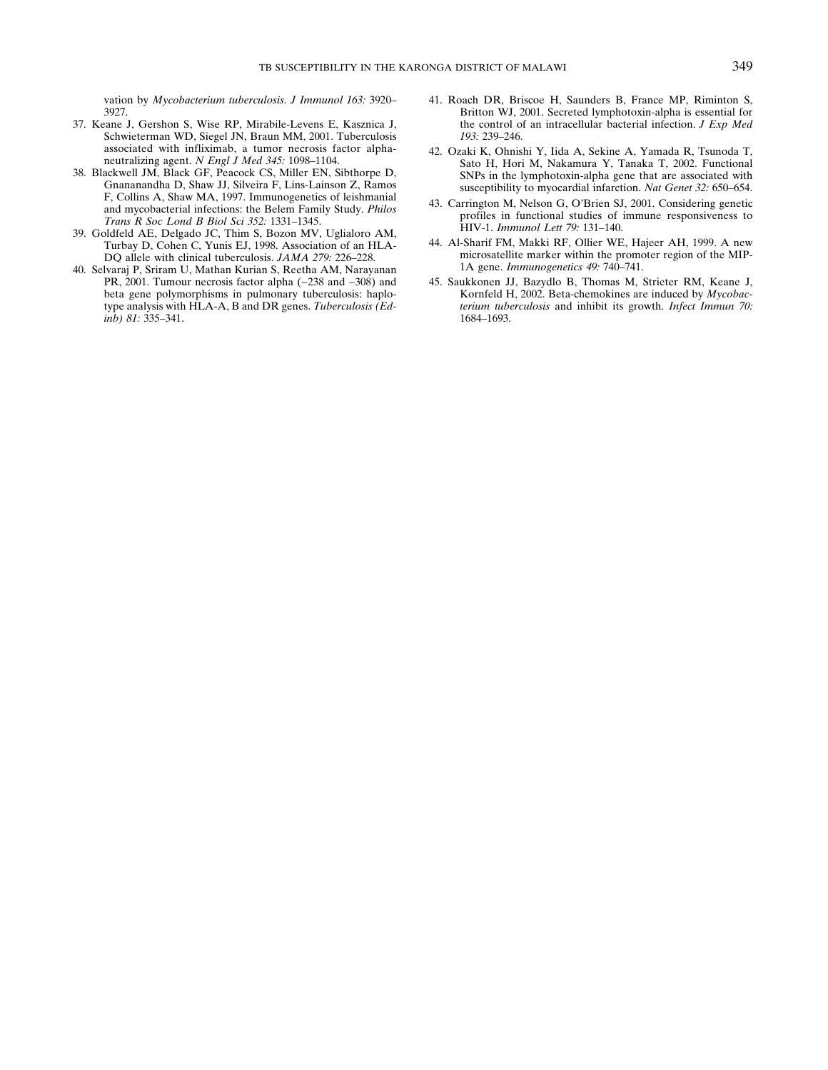vation by *Mycobacterium tuberculosis*. *J Immunol 163:* 3920–3927.

37. Keane J, Gershon S, Wise RP, Mirabile-Levens E, Kasznica J, Schwieterman WD, Siegel JN, Braun MM, 2001. Tuberculosis associated with infliximab, a tumor necrosis factor alpha-neutralizing agent. *N Engl J Med 345:* 1098–1104.
38. Blackwell JM, Black GF, Peacock CS, Miller EN, Sibthorpe D, Gnananandha D, Shaw JJ, Silveira F, Lins-Lainson Z, Ramos F, Collins A, Shaw MA, 1997. Immunogenetics of leishmanial and mycobacterial infections: the Belem Family Study. *Philos Trans R Soc Lond B Biol Sci 352:* 1331–1345.
39. Goldfeld AE, Delgado JC, Thim S, Bozon MV, Uglialoro AM, Turbay D, Cohen C, Yunis EJ, 1998. Association of an HLA-DQ allele with clinical tuberculosis. *JAMA 279:* 226–228.
40. Selvaraj P, Sriram U, Mathan Kurian S, Reetha AM, Narayanan PR, 2001. Tumour necrosis factor alpha (−238 and −308) and beta gene polymorphisms in pulmonary tuberculosis: haplotype analysis with HLA-A, B and DR genes. *Tuberculosis (Edinb) 81:* 335–341.
41. Roach DR, Briscoe H, Saunders B, France MP, Riminton S, Britton WJ, 2001. Secreted lymphotoxin-alpha is essential for the control of an intracellular bacterial infection. *J Exp Med 193:* 239–246.
42. Ozaki K, Ohnishi Y, Iida A, Sekine A, Yamada R, Tsunoda T, Sato H, Hori M, Nakamura Y, Tanaka T, 2002. Functional SNPs in the lymphotoxin-alpha gene that are associated with susceptibility to myocardial infarction. *Nat Genet 32:* 650–654.
43. Carrington M, Nelson G, O'Brien SJ, 2001. Considering genetic profiles in functional studies of immune responsiveness to HIV-1. *Immunol Lett 79:* 131–140.
44. Al-Sharif FM, Makki RF, Ollier WE, Hajeer AH, 1999. A new microsatellite marker within the promoter region of the MIP-1A gene. *Immunogenetics 49:* 740–741.
45. Saukkonen JJ, Bazydlo B, Thomas M, Strieter RM, Keane J, Kornfeld H, 2002. Beta-chemokines are induced by *Mycobacterium tuberculosis* and inhibit its growth. *Infect Immun 70:* 1684–1693.